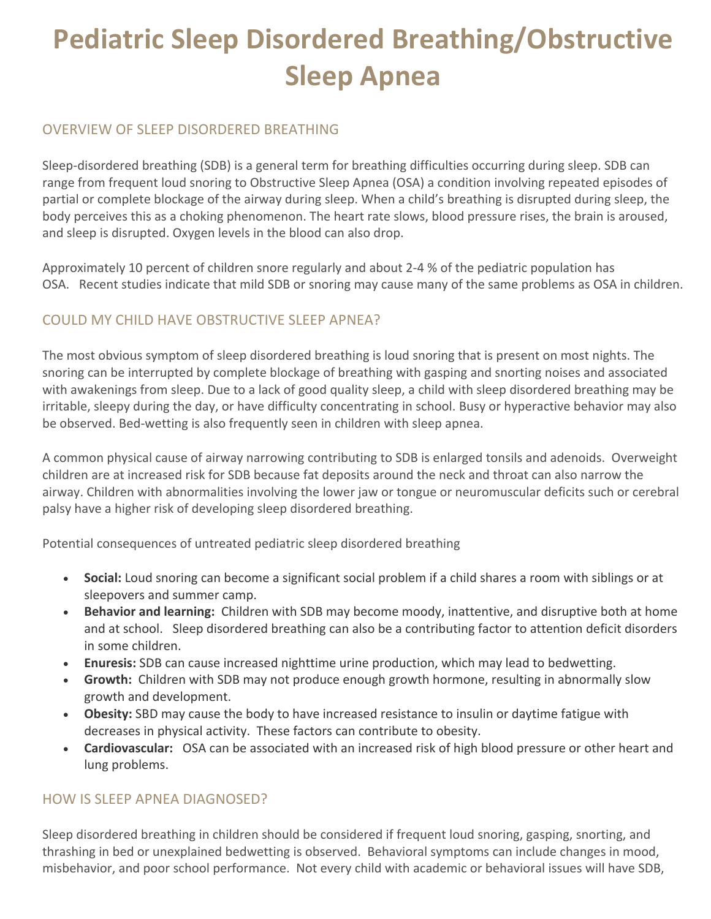# Pediatric Sleep Disordered Breathing/Obstructive Sleep Apnea

## OVERVIEW OF SLEEP DISORDERED BREATHING

Sleep-disordered breathing (SDB) is a general term for breathing difficulties occurring during sleep. SDB can range from frequent loud snoring to Obstructive Sleep Apnea (OSA) a condition involving repeated episodes of partial or complete blockage of the airway during sleep. When a child's breathing is disrupted during sleep, the body perceives this as a choking phenomenon. The heart rate slows, blood pressure rises, the brain is aroused, and sleep is disrupted. Oxygen levels in the blood can also drop.

Approximately 10 percent of children snore regularly and about 2-4 % of the pediatric population has OSA. Recent studies indicate that mild SDB or snoring may cause many of the same problems as OSA in children.

## COULD MY CHILD HAVE OBSTRUCTIVE SLEEP APNEA?

The most obvious symptom of sleep disordered breathing is loud snoring that is present on most nights. The snoring can be interrupted by complete blockage of breathing with gasping and snorting noises and associated with awakenings from sleep. Due to a lack of good quality sleep, a child with sleep disordered breathing may be irritable, sleepy during the day, or have difficulty concentrating in school. Busy or hyperactive behavior may also be observed. Bed-wetting is also frequently seen in children with sleep apnea.

A common physical cause of airway narrowing contributing to SDB is enlarged tonsils and adenoids. Overweight children are at increased risk for SDB because fat deposits around the neck and throat can also narrow the airway. Children with abnormalities involving the lower jaw or tongue or neuromuscular deficits such or cerebral palsy have a higher risk of developing sleep disordered breathing.

Potential consequences of untreated pediatric sleep disordered breathing

- **Social:** Loud snoring can become a significant social problem if a child shares a room with siblings or at sleepovers and summer camp.
- **Behavior and learning:** Children with SDB may become moody, inattentive, and disruptive both at home and at school. Sleep disordered breathing can also be a contributing factor to attention deficit disorders in some children.
- **Enuresis:** SDB can cause increased nighttime urine production, which may lead to bedwetting.
- **Growth:** Children with SDB may not produce enough growth hormone, resulting in abnormally slow growth and development.
- **Obesity:** SBD may cause the body to have increased resistance to insulin or daytime fatigue with decreases in physical activity. These factors can contribute to obesity.
- **Cardiovascular:** OSA can be associated with an increased risk of high blood pressure or other heart and lung problems.

## HOW IS SLEEP APNEA DIAGNOSED?

Sleep disordered breathing in children should be considered if frequent loud snoring, gasping, snorting, and thrashing in bed or unexplained bedwetting is observed. Behavioral symptoms can include changes in mood, misbehavior, and poor school performance. Not every child with academic or behavioral issues will have SDB,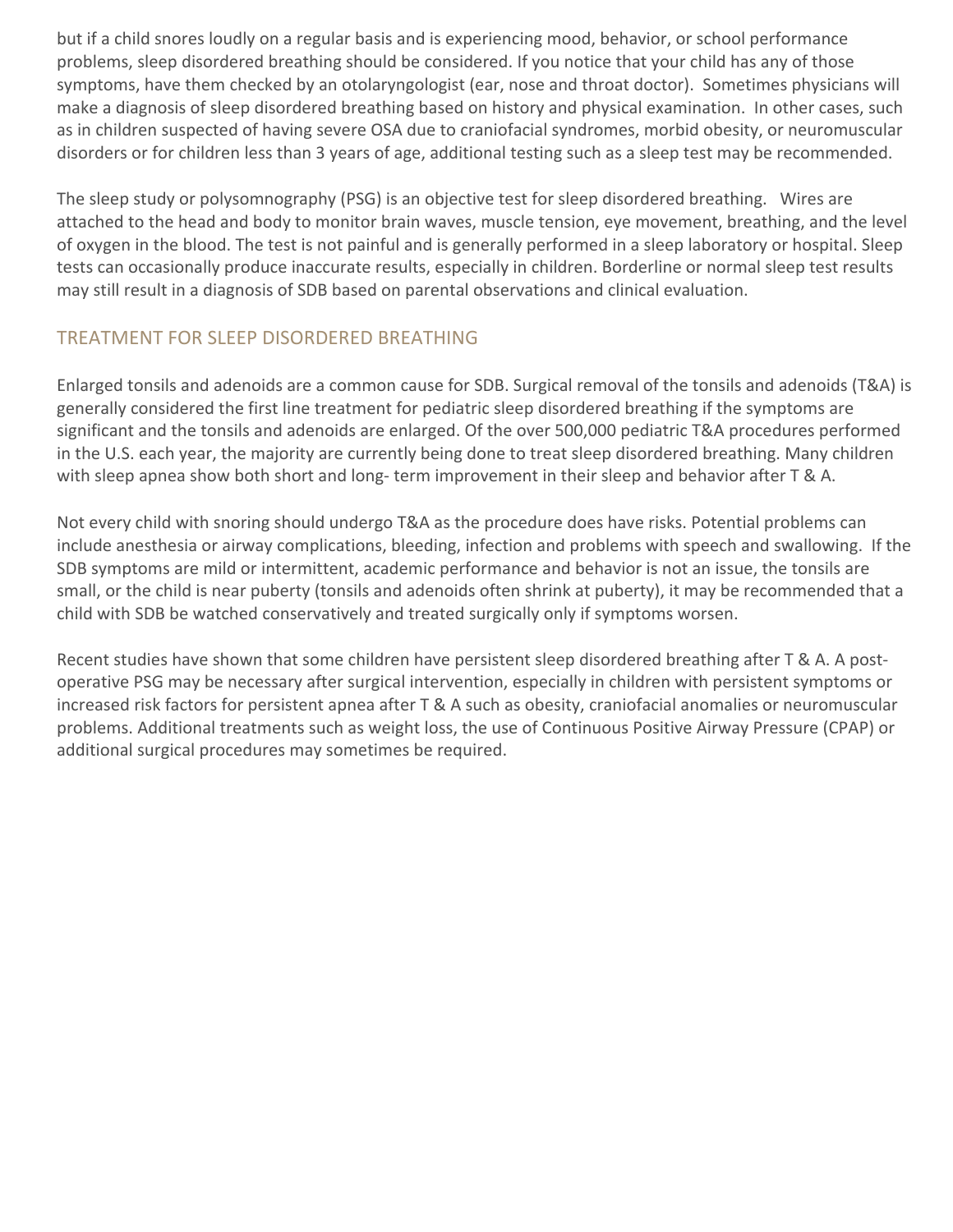but if a child snores loudly on a regular basis and is experiencing mood, behavior, or school performance problems, sleep disordered breathing should be considered. If you notice that your child has any of those symptoms, have them checked by an otolaryngologist (ear, nose and throat doctor). Sometimes physicians will make a diagnosis of sleep disordered breathing based on history and physical examination. In other cases, such as in children suspected of having severe OSA due to craniofacial syndromes, morbid obesity, or neuromuscular disorders or for children less than 3 years of age, additional testing such as a sleep test may be recommended.

The sleep study or polysomnography (PSG) is an objective test for sleep disordered breathing. Wires are attached to the head and body to monitor brain waves, muscle tension, eye movement, breathing, and the level of oxygen in the blood. The test is not painful and is generally performed in a sleep laboratory or hospital. Sleep tests can occasionally produce inaccurate results, especially in children. Borderline or normal sleep test results may still result in a diagnosis of SDB based on parental observations and clinical evaluation.

## TREATMENT FOR SLEEP DISORDERED BREATHING

Enlarged tonsils and adenoids are a common cause for SDB. Surgical removal of the tonsils and adenoids (T&A) is generally considered the first line treatment for pediatric sleep disordered breathing if the symptoms are significant and the tonsils and adenoids are enlarged. Of the over 500,000 pediatric T&A procedures performed in the U.S. each year, the majority are currently being done to treat sleep disordered breathing. Many children with sleep apnea show both short and long- term improvement in their sleep and behavior after T & A.

Not every child with snoring should undergo T&A as the procedure does have risks. Potential problems can include anesthesia or airway complications, bleeding, infection and problems with speech and swallowing. If the SDB symptoms are mild or intermittent, academic performance and behavior is not an issue, the tonsils are small, or the child is near puberty (tonsils and adenoids often shrink at puberty), it may be recommended that a child with SDB be watched conservatively and treated surgically only if symptoms worsen.

Recent studies have shown that some children have persistent sleep disordered breathing after T & A. A post-operative PSG may be necessary after surgical intervention, especially in children with persistent symptoms or increased risk factors for persistent apnea after T & A such as obesity, craniofacial anomalies or neuromuscular problems. Additional treatments such as weight loss, the use of Continuous Positive Airway Pressure (CPAP) or additional surgical procedures may sometimes be required.